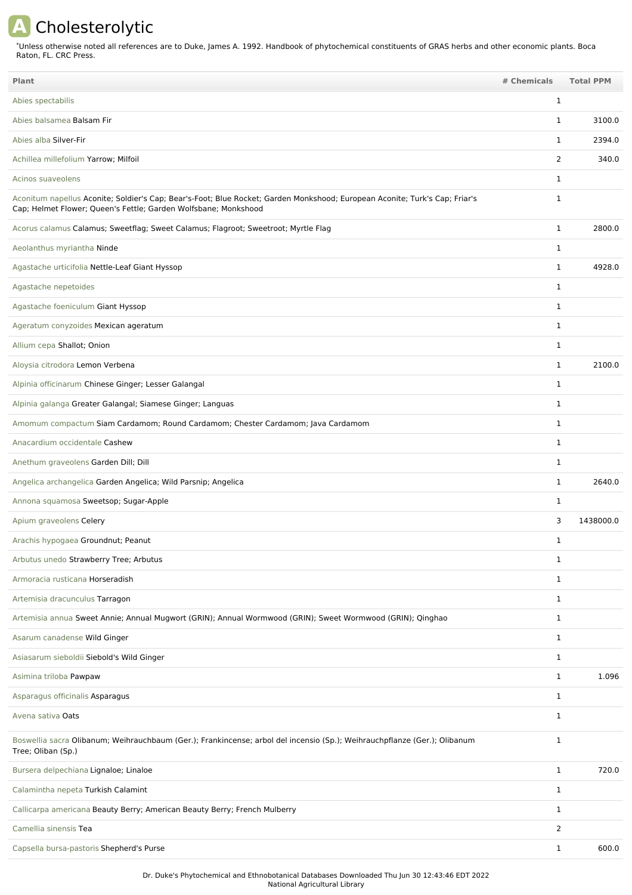# A Cholesterolytic

*Unless otherwise noted all references are to Duke, James A. 1992. Handbook of phytochemical constituents of GRAS herbs and other economic plants. Boca Raton, FL. CRC Press.

| Plant | # Chemicals | Total PPM |
|---|---|---|
| Abies spectabilis | 1 | |
| Abies balsamea Balsam Fir | 1 | 3100.0 |
| Abies alba Silver-Fir | 1 | 2394.0 |
| Achillea millefolium Yarrow; Milfoil | 2 | 340.0 |
| Acinos suaveolens | 1 | |
| Aconitum napellus Aconite; Soldier's Cap; Bear's-Foot; Blue Rocket; Garden Monkshood; European Aconite; Turk's Cap; Friar's Cap; Helmet Flower; Queen's Fettle; Garden Wolfsbane; Monkshood | 1 | |
| Acorus calamus Calamus; Sweetflag; Sweet Calamus; Flagroot; Sweetroot; Myrtle Flag | 1 | 2800.0 |
| Aeolanthus myriantha Ninde | 1 | |
| Agastache urticifolia Nettle-Leaf Giant Hyssop | 1 | 4928.0 |
| Agastache nepetoides | 1 | |
| Agastache foeniculum Giant Hyssop | 1 | |
| Ageratum conyzoides Mexican ageratum | 1 | |
| Allium cepa Shallot; Onion | 1 | |
| Aloysia citrodora Lemon Verbena | 1 | 2100.0 |
| Alpinia officinarum Chinese Ginger; Lesser Galangal | 1 | |
| Alpinia galanga Greater Galangal; Siamese Ginger; Languas | 1 | |
| Amomum compactum Siam Cardamom; Round Cardamom; Chester Cardamom; Java Cardamom | 1 | |
| Anacardium occidentale Cashew | 1 | |
| Anethum graveolens Garden Dill; Dill | 1 | |
| Angelica archangelica Garden Angelica; Wild Parsnip; Angelica | 1 | 2640.0 |
| Annona squamosa Sweetsop; Sugar-Apple | 1 | |
| Apium graveolens Celery | 3 | 1438000.0 |
| Arachis hypogaea Groundnut; Peanut | 1 | |
| Arbutus unedo Strawberry Tree; Arbutus | 1 | |
| Armoracia rusticana Horseradish | 1 | |
| Artemisia dracunculus Tarragon | 1 | |
| Artemisia annua Sweet Annie; Annual Mugwort (GRIN); Annual Wormwood (GRIN); Sweet Wormwood (GRIN); Qinghao | 1 | |
| Asarum canadense Wild Ginger | 1 | |
| Asiasarum sieboldii Siebold's Wild Ginger | 1 | |
| Asimina triloba Pawpaw | 1 | 1.096 |
| Asparagus officinalis Asparagus | 1 | |
| Avena sativa Oats | 1 | |
| Boswellia sacra Olibanum; Weihrauchbaum (Ger.); Frankincense; arbol del incensio (Sp.); Weihrauchpflanze (Ger.); Olibanum Tree; Oliban (Sp.) | 1 | |
| Bursera delpechiana Lignaloe; Linaloe | 1 | 720.0 |
| Calamintha nepeta Turkish Calamint | 1 | |
| Callicarpa americana Beauty Berry; American Beauty Berry; French Mulberry | 1 | |
| Camellia sinensis Tea | 2 | |
| Capsella bursa-pastoris Shepherd's Purse | 1 | 600.0 |

Dr. Duke's Phytochemical and Ethnobotanical Databases Downloaded Thu Jun 30 12:43:46 EDT 2022
National Agricultural Library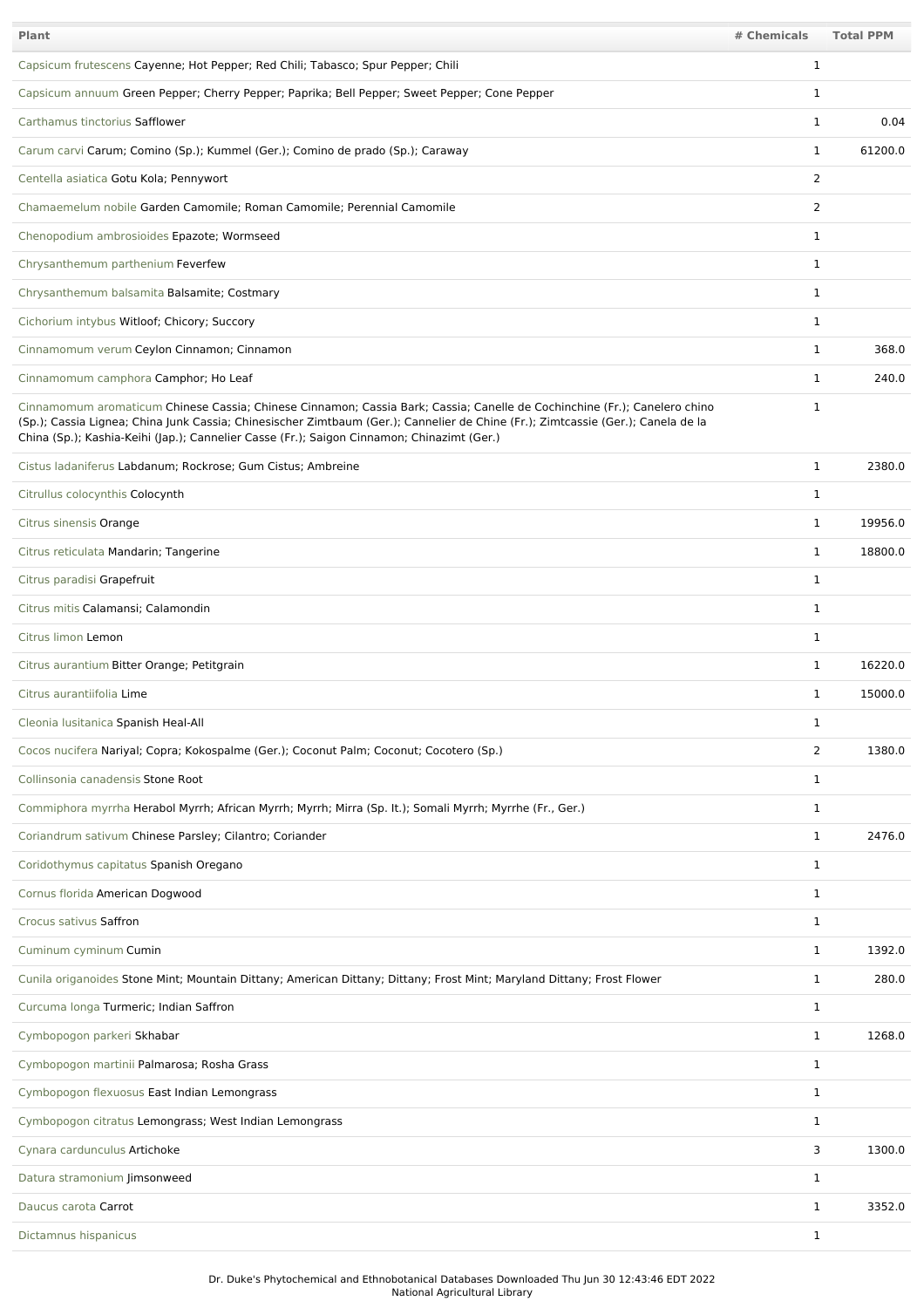| Plant | # Chemicals | Total PPM |
| --- | --- | --- |
| Capsicum frutescens Cayenne; Hot Pepper; Red Chili; Tabasco; Spur Pepper; Chili | 1 | |
| Capsicum annuum Green Pepper; Cherry Pepper; Paprika; Bell Pepper; Sweet Pepper; Cone Pepper | 1 | |
| Carthamus tinctorius Safflower | 1 | 0.04 |
| Carum carvi Carum; Comino (Sp.); Kummel (Ger.); Comino de prado (Sp.); Caraway | 1 | 61200.0 |
| Centella asiatica Gotu Kola; Pennywort | 2 | |
| Chamaemelum nobile Garden Camomile; Roman Camomile; Perennial Camomile | 2 | |
| Chenopodium ambrosioides Epazote; Wormseed | 1 | |
| Chrysanthemum parthenium Feverfew | 1 | |
| Chrysanthemum balsamita Balsamite; Costmary | 1 | |
| Cichorium intybus Witloof; Chicory; Succory | 1 | |
| Cinnamomum verum Ceylon Cinnamon; Cinnamon | 1 | 368.0 |
| Cinnamomum camphora Camphor; Ho Leaf | 1 | 240.0 |
| Cinnamomum aromaticum Chinese Cassia; Chinese Cinnamon; Cassia Bark; Cassia; Canelle de Cochinchine (Fr.); Canelero chino (Sp.); Cassia Lignea; China Junk Cassia; Chinesischer Zimtbaum (Ger.); Cannelier de Chine (Fr.); Zimtcassie (Ger.); Canela de la China (Sp.); Kashia-Keihi (Jap.); Cannelier Casse (Fr.); Saigon Cinnamon; Chinazimt (Ger.) | 1 | |
| Cistus ladaniferus Labdanum; Rockrose; Gum Cistus; Ambreine | 1 | 2380.0 |
| Citrullus colocynthis Colocynth | 1 | |
| Citrus sinensis Orange | 1 | 19956.0 |
| Citrus reticulata Mandarin; Tangerine | 1 | 18800.0 |
| Citrus paradisi Grapefruit | 1 | |
| Citrus mitis Calamansi; Calamondin | 1 | |
| Citrus limon Lemon | 1 | |
| Citrus aurantium Bitter Orange; Petitgrain | 1 | 16220.0 |
| Citrus aurantiifolia Lime | 1 | 15000.0 |
| Cleonia lusitanica Spanish Heal-All | 1 | |
| Cocos nucifera Nariyal; Copra; Kokospalme (Ger.); Coconut Palm; Coconut; Cocotero (Sp.) | 2 | 1380.0 |
| Collinsonia canadensis Stone Root | 1 | |
| Commiphora myrrha Herabol Myrrh; African Myrrh; Myrrh; Mirra (Sp. It.); Somali Myrrh; Myrrhe (Fr., Ger.) | 1 | |
| Coriandrum sativum Chinese Parsley; Cilantro; Coriander | 1 | 2476.0 |
| Coridothymus capitatus Spanish Oregano | 1 | |
| Cornus florida American Dogwood | 1 | |
| Crocus sativus Saffron | 1 | |
| Cuminum cyminum Cumin | 1 | 1392.0 |
| Cunila origanoides Stone Mint; Mountain Dittany; American Dittany; Dittany; Frost Mint; Maryland Dittany; Frost Flower | 1 | 280.0 |
| Curcuma longa Turmeric; Indian Saffron | 1 | |
| Cymbopogon parkeri Skhabar | 1 | 1268.0 |
| Cymbopogon martinii Palmarosa; Rosha Grass | 1 | |
| Cymbopogon flexuosus East Indian Lemongrass | 1 | |
| Cymbopogon citratus Lemongrass; West Indian Lemongrass | 1 | |
| Cynara cardunculus Artichoke | 3 | 1300.0 |
| Datura stramonium Jimsonweed | 1 | |
| Daucus carota Carrot | 1 | 3352.0 |
| Dictamnus hispanicus | 1 | |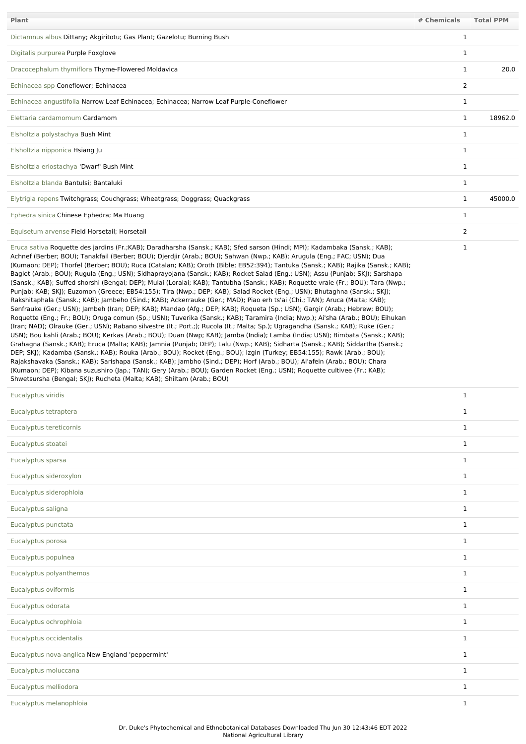| Plant | # Chemicals | Total PPM |
|---|---|---|
| Dictamnus albus Dittany; Akgiritotu; Gas Plant; Gazelotu; Burning Bush | 1 | |
| Digitalis purpurea Purple Foxglove | 1 | |
| Dracocephalum thymiflora Thyme-Flowered Moldavica | 1 | 20.0 |
| Echinacea spp Coneflower; Echinacea | 2 | |
| Echinacea angustifolia Narrow Leaf Echinacea; Echinacea; Narrow Leaf Purple-Coneflower | 1 | |
| Elettaria cardamomum Cardamom | 1 | 18962.0 |
| Elsholtzia polystachya Bush Mint | 1 | |
| Elsholtzia nipponica Hsiang Ju | 1 | |
| Elsholtzia eriostachya 'Dwarf' Bush Mint | 1 | |
| Elsholtzia blanda Bantulsi; Bantaluki | 1 | |
| Elytrigia repens Twitchgrass; Couchgrass; Wheatgrass; Doggrass; Quackgrass | 1 | 45000.0 |
| Ephedra sinica Chinese Ephedra; Ma Huang | 1 | |
| Equisetum arvense Field Horsetail; Horsetail | 2 | |
| Eruca sativa Roquette des jardins (Fr.;KAB); Daradharsha (Sansk.; KAB); Sfed sarson (Hindi; MPI); Kadambaka (Sansk.; KAB); Achnef (Berber; BOU); Tanakfail (Berber; BOU); Djerdjir (Arab.; BOU); Sahwan (Nwp.; KAB); Arugula (Eng.; FAC; USN); Dua (Kumaon; DEP); Thorfel (Berber; BOU); Ruca (Catalan; KAB); Oroth (Bible; EB52:394); Tantuka (Sansk.; KAB); Rajika (Sansk.; KAB); Baglet (Arab.; BOU); Rugula (Eng.; USN); Sidhaprayojana (Sansk.; KAB); Rocket Salad (Eng.; USN); Assu (Punjab; SKJ); Sarshapa (Sansk.; KAB); Suffed shorshi (Bengal; DEP); Mulai (Loralai; KAB); Tantubha (Sansk.; KAB); Roquette vraie (Fr.; BOU); Tara (Nwp.; Punjab; KAB; SKJ); Euzomon (Greece; EB54:155); Tira (Nwp.; DEP; KAB); Salad Rocket (Eng.; USN); Bhutaghna (Sansk.; SKJ); Rakshitaphala (Sansk.; KAB); Jambeho (Sind.; KAB); Ackerrauke (Ger.; MAD); Piao erh ts'ai (Chi.; TAN); Aruca (Malta; KAB); Senfrauke (Ger.; USN); Jambeh (Iran; DEP; KAB); Mandao (Afg.; DEP; KAB); Roqueta (Sp.; USN); Gargir (Arab.; Hebrew; BOU); Roquette (Eng.; Fr.; BOU); Oruga comun (Sp.; USN); Tuverika (Sansk.; KAB); Taramira (India; Nwp.); Ai'sha (Arab.; BOU); Eihukan (Iran; NAD); Olrauke (Ger.; USN); Rabano silvestre (It.; Port.;); Rucola (It.; Malta; Sp.); Ugragandha (Sansk.; KAB); Ruke (Ger.; USN); Bou kahli (Arab.; BOU); Kerkas (Arab.; BOU); Duan (Nwp; KAB); Jamba (India); Lamba (India; USN); Bimbata (Sansk.; KAB); Grahagna (Sansk.; KAB); Eruca (Malta; KAB); Jamnia (Punjab; DEP); Lalu (Nwp.; KAB); Sidharta (Sansk.; KAB); Siddartha (Sansk.; DEP; SKJ); Kadamba (Sansk.; KAB); Rouka (Arab.; BOU); Rocket (Eng.; BOU); Izgin (Turkey; EB54:155); Rawk (Arab.; BOU); Rajakshavaka (Sansk.; KAB); Sarishapa (Sansk.; KAB); Jambho (Sind.; DEP); Horf (Arab.; BOU); Ai'afein (Arab.; BOU); Chara (Kumaon; DEP); Kibana suzushiro (Jap.; TAN); Gery (Arab.; BOU); Garden Rocket (Eng.; USN); Roquette cultivee (Fr.; KAB); Shwetsursha (Bengal; SKJ); Rucheta (Malta; KAB); Shiltam (Arab.; BOU) | 1 | |
| Eucalyptus viridis | 1 | |
| Eucalyptus tetraptera | 1 | |
| Eucalyptus tereticornis | 1 | |
| Eucalyptus stoatei | 1 | |
| Eucalyptus sparsa | 1 | |
| Eucalyptus sideroxylon | 1 | |
| Eucalyptus siderophloia | 1 | |
| Eucalyptus saligna | 1 | |
| Eucalyptus punctata | 1 | |
| Eucalyptus porosa | 1 | |
| Eucalyptus populnea | 1 | |
| Eucalyptus polyanthemos | 1 | |
| Eucalyptus oviformis | 1 | |
| Eucalyptus odorata | 1 | |
| Eucalyptus ochrophloia | 1 | |
| Eucalyptus occidentalis | 1 | |
| Eucalyptus nova-anglica New England 'peppermint' | 1 | |
| Eucalyptus moluccana | 1 | |
| Eucalyptus melliodora | 1 | |
| Eucalyptus melanophloia | 1 | |

Dr. Duke's Phytochemical and Ethnobotanical Databases Downloaded Thu Jun 30 12:43:46 EDT 2022
National Agricultural Library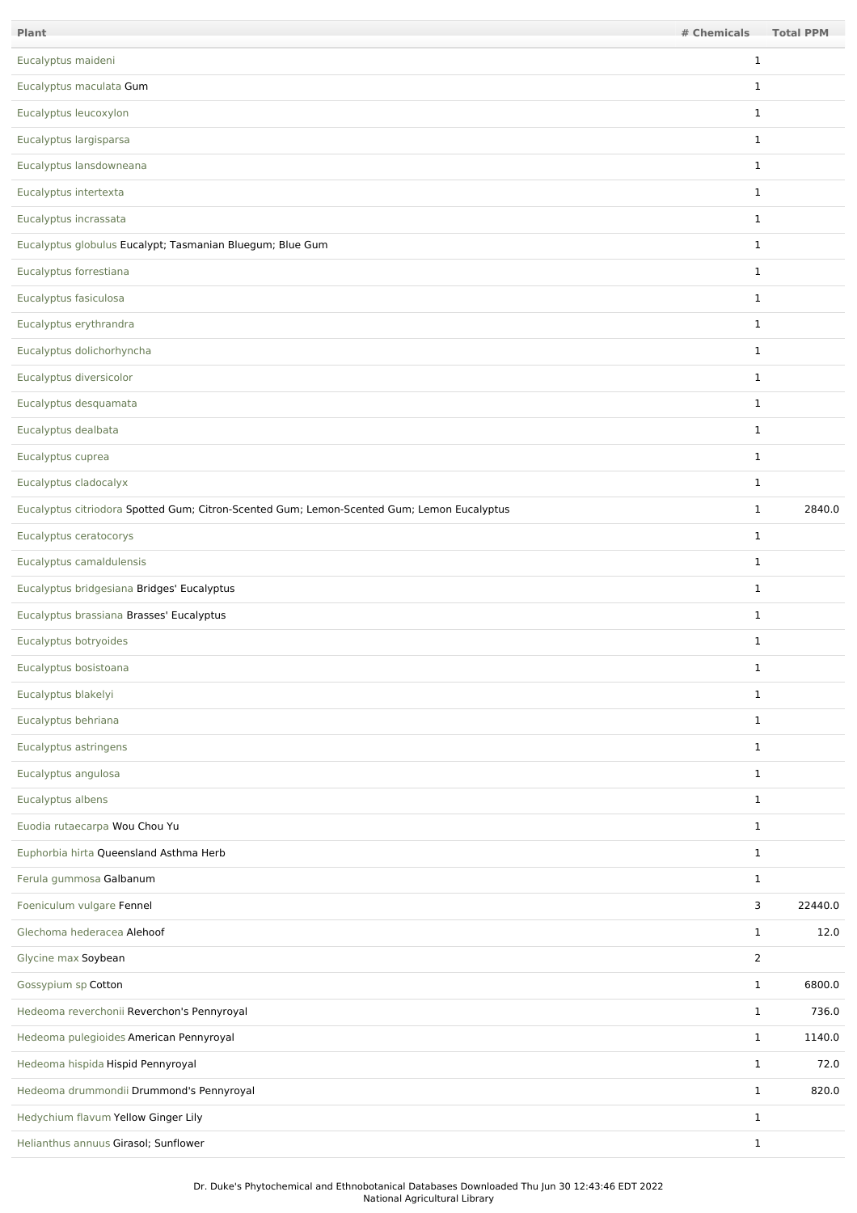| Plant | # Chemicals | Total PPM |
|---|---|---|
| Eucalyptus maideni | 1 | |
| Eucalyptus maculata Gum | 1 | |
| Eucalyptus leucoxylon | 1 | |
| Eucalyptus largisparsa | 1 | |
| Eucalyptus lansdowneana | 1 | |
| Eucalyptus intertexta | 1 | |
| Eucalyptus incrassata | 1 | |
| Eucalyptus globulus Eucalypt; Tasmanian Bluegum; Blue Gum | 1 | |
| Eucalyptus forrestiana | 1 | |
| Eucalyptus fasiculosa | 1 | |
| Eucalyptus erythrandra | 1 | |
| Eucalyptus dolichorhyncha | 1 | |
| Eucalyptus diversicolor | 1 | |
| Eucalyptus desquamata | 1 | |
| Eucalyptus dealbata | 1 | |
| Eucalyptus cuprea | 1 | |
| Eucalyptus cladocalyx | 1 | |
| Eucalyptus citriodora Spotted Gum; Citron-Scented Gum; Lemon-Scented Gum; Lemon Eucalyptus | 1 | 2840.0 |
| Eucalyptus ceratocorys | 1 | |
| Eucalyptus camaldulensis | 1 | |
| Eucalyptus bridgesiana Bridges' Eucalyptus | 1 | |
| Eucalyptus brassiana Brasses' Eucalyptus | 1 | |
| Eucalyptus botryoides | 1 | |
| Eucalyptus bosistoana | 1 | |
| Eucalyptus blakelyi | 1 | |
| Eucalyptus behriana | 1 | |
| Eucalyptus astringens | 1 | |
| Eucalyptus angulosa | 1 | |
| Eucalyptus albens | 1 | |
| Euodia rutaecarpa Wou Chou Yu | 1 | |
| Euphorbia hirta Queensland Asthma Herb | 1 | |
| Ferula gummosa Galbanum | 1 | |
| Foeniculum vulgare Fennel | 3 | 22440.0 |
| Glechoma hederacea Alehoof | 1 | 12.0 |
| Glycine max Soybean | 2 | |
| Gossypium sp Cotton | 1 | 6800.0 |
| Hedeoma reverchonii Reverchon's Pennyroyal | 1 | 736.0 |
| Hedeoma pulegioides American Pennyroyal | 1 | 1140.0 |
| Hedeoma hispida Hispid Pennyroyal | 1 | 72.0 |
| Hedeoma drummondii Drummond's Pennyroyal | 1 | 820.0 |
| Hedychium flavum Yellow Ginger Lily | 1 | |
| Helianthus annuus Girasol; Sunflower | 1 | |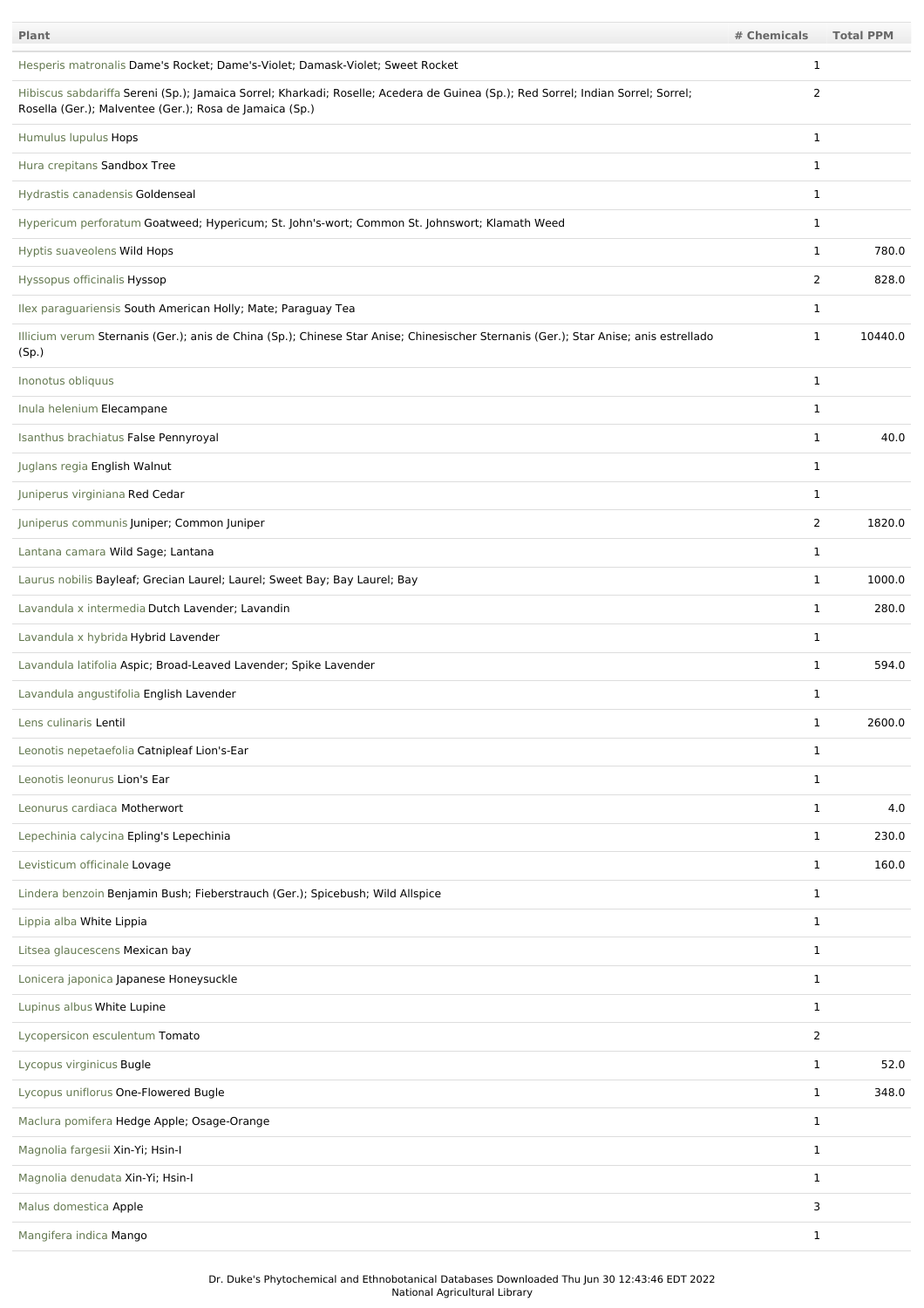| Plant | # Chemicals | Total PPM |
|---|---|---|
| Hesperis matronalis Dame's Rocket; Dame's-Violet; Damask-Violet; Sweet Rocket | 1 | |
| Hibiscus sabdariffa Sereni (Sp.); Jamaica Sorrel; Kharkadi; Roselle; Acedera de Guinea (Sp.); Red Sorrel; Indian Sorrel; Sorrel; Rosella (Ger.); Malventee (Ger.); Rosa de Jamaica (Sp.) | 2 | |
| Humulus lupulus Hops | 1 | |
| Hura crepitans Sandbox Tree | 1 | |
| Hydrastis canadensis Goldenseal | 1 | |
| Hypericum perforatum Goatweed; Hypericum; St. John's-wort; Common St. Johnswort; Klamath Weed | 1 | |
| Hyptis suaveolens Wild Hops | 1 | 780.0 |
| Hyssopus officinalis Hyssop | 2 | 828.0 |
| Ilex paraguariensis South American Holly; Mate; Paraguay Tea | 1 | |
| Illicium verum Sternanis (Ger.); anis de China (Sp.); Chinese Star Anise; Chinesischer Sternanis (Ger.); Star Anise; anis estrellado (Sp.) | 1 | 10440.0 |
| Inonotus obliquus | 1 | |
| Inula helenium Elecampane | 1 | |
| Isanthus brachiatus False Pennyroyal | 1 | 40.0 |
| Juglans regia English Walnut | 1 | |
| Juniperus virginiana Red Cedar | 1 | |
| Juniperus communis Juniper; Common Juniper | 2 | 1820.0 |
| Lantana camara Wild Sage; Lantana | 1 | |
| Laurus nobilis Bayleaf; Grecian Laurel; Laurel; Sweet Bay; Bay Laurel; Bay | 1 | 1000.0 |
| Lavandula x intermedia Dutch Lavender; Lavandin | 1 | 280.0 |
| Lavandula x hybrida Hybrid Lavender | 1 | |
| Lavandula latifolia Aspic; Broad-Leaved Lavender; Spike Lavender | 1 | 594.0 |
| Lavandula angustifolia English Lavender | 1 | |
| Lens culinaris Lentil | 1 | 2600.0 |
| Leonotis nepetaefolia Catnipleaf Lion's-Ear | 1 | |
| Leonotis leonurus Lion's Ear | 1 | |
| Leonurus cardiaca Motherwort | 1 | 4.0 |
| Lepechinia calycina Epling's Lepechinia | 1 | 230.0 |
| Levisticum officinale Lovage | 1 | 160.0 |
| Lindera benzoin Benjamin Bush; Fieberstrauch (Ger.); Spicebush; Wild Allspice | 1 | |
| Lippia alba White Lippia | 1 | |
| Litsea glaucescens Mexican bay | 1 | |
| Lonicera japonica Japanese Honeysuckle | 1 | |
| Lupinus albus White Lupine | 1 | |
| Lycopersicon esculentum Tomato | 2 | |
| Lycopus virginicus Bugle | 1 | 52.0 |
| Lycopus uniflorus One-Flowered Bugle | 1 | 348.0 |
| Maclura pomifera Hedge Apple; Osage-Orange | 1 | |
| Magnolia fargesii Xin-Yi; Hsin-I | 1 | |
| Magnolia denudata Xin-Yi; Hsin-I | 1 | |
| Malus domestica Apple | 3 | |
| Mangifera indica Mango | 1 | |

Dr. Duke's Phytochemical and Ethnobotanical Databases Downloaded Thu Jun 30 12:43:46 EDT 2022
National Agricultural Library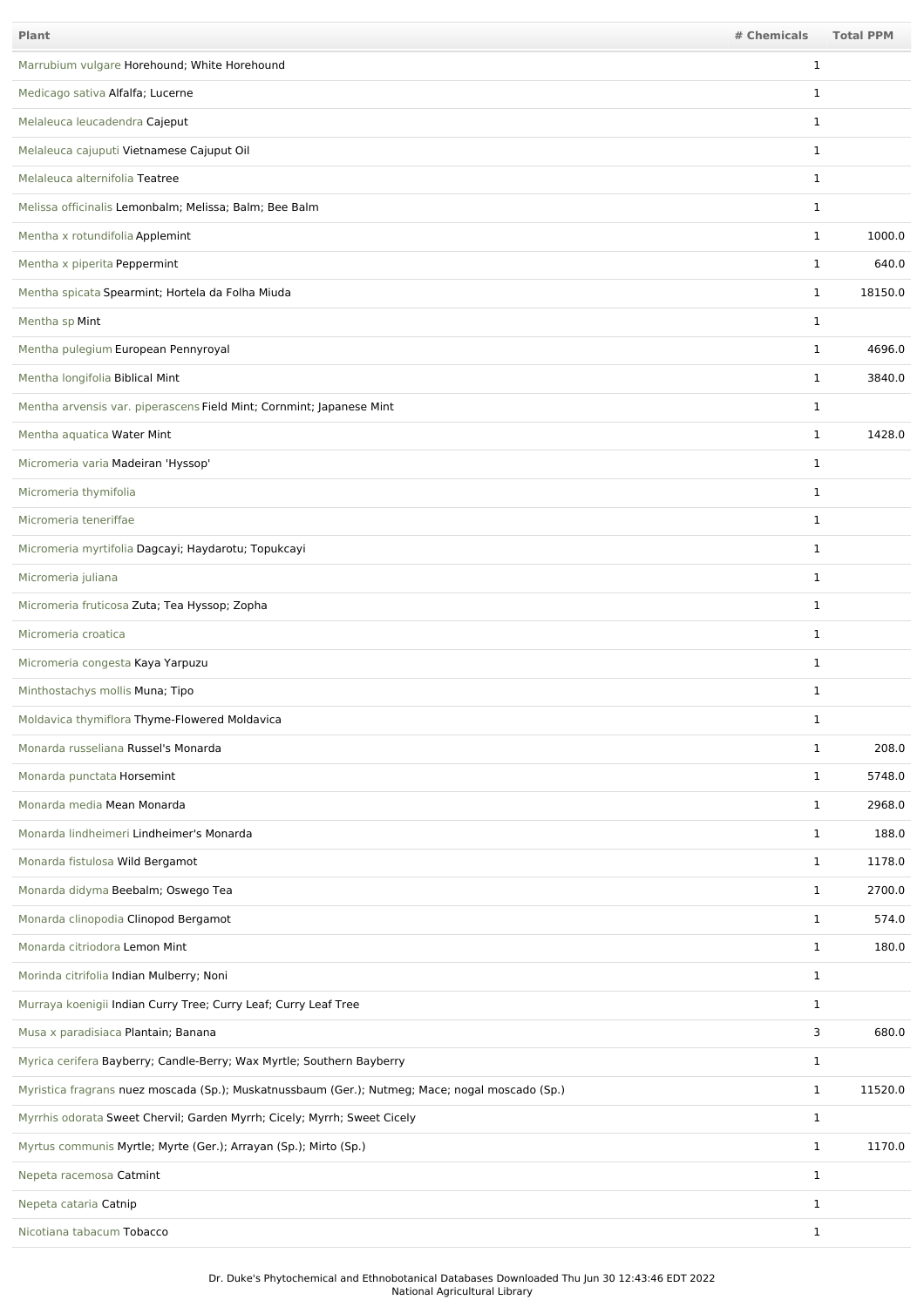| Plant | # Chemicals | Total PPM |
|---|---|---|
| Marrubium vulgare Horehound; White Horehound | 1 | |
| Medicago sativa Alfalfa; Lucerne | 1 | |
| Melaleuca leucadendra Cajeput | 1 | |
| Melaleuca cajuputi Vietnamese Cajuput Oil | 1 | |
| Melaleuca alternifolia Teatree | 1 | |
| Melissa officinalis Lemonbalm; Melissa; Balm; Bee Balm | 1 | |
| Mentha x rotundifolia Applemint | 1 | 1000.0 |
| Mentha x piperita Peppermint | 1 | 640.0 |
| Mentha spicata Spearmint; Hortela da Folha Miuda | 1 | 18150.0 |
| Mentha sp Mint | 1 | |
| Mentha pulegium European Pennyroyal | 1 | 4696.0 |
| Mentha longifolia Biblical Mint | 1 | 3840.0 |
| Mentha arvensis var. piperascens Field Mint; Cornmint; Japanese Mint | 1 | |
| Mentha aquatica Water Mint | 1 | 1428.0 |
| Micromeria varia Madeiran 'Hyssop' | 1 | |
| Micromeria thymifolia | 1 | |
| Micromeria teneriffae | 1 | |
| Micromeria myrtifolia Dagcayi; Haydarotu; Topukcayi | 1 | |
| Micromeria juliana | 1 | |
| Micromeria fruticosa Zuta; Tea Hyssop; Zopha | 1 | |
| Micromeria croatica | 1 | |
| Micromeria congesta Kaya Yarpuzu | 1 | |
| Minthostachys mollis Muna; Tipo | 1 | |
| Moldavica thymiflora Thyme-Flowered Moldavica | 1 | |
| Monarda russeliana Russel's Monarda | 1 | 208.0 |
| Monarda punctata Horsemint | 1 | 5748.0 |
| Monarda media Mean Monarda | 1 | 2968.0 |
| Monarda lindheimeri Lindheimer's Monarda | 1 | 188.0 |
| Monarda fistulosa Wild Bergamot | 1 | 1178.0 |
| Monarda didyma Beebalm; Oswego Tea | 1 | 2700.0 |
| Monarda clinopodia Clinopod Bergamot | 1 | 574.0 |
| Monarda citriodora Lemon Mint | 1 | 180.0 |
| Morinda citrifolia Indian Mulberry; Noni | 1 | |
| Murraya koenigii Indian Curry Tree; Curry Leaf; Curry Leaf Tree | 1 | |
| Musa x paradisiaca Plantain; Banana | 3 | 680.0 |
| Myrica cerifera Bayberry; Candle-Berry; Wax Myrtle; Southern Bayberry | 1 | |
| Myristica fragrans nuez moscada (Sp.); Muskatnussbaum (Ger.); Nutmeg; Mace; nogal moscado (Sp.) | 1 | 11520.0 |
| Myrrhis odorata Sweet Chervil; Garden Myrrh; Cicely; Myrrh; Sweet Cicely | 1 | |
| Myrtus communis Myrtle; Myrte (Ger.); Arrayan (Sp.); Mirto (Sp.) | 1 | 1170.0 |
| Nepeta racemosa Catmint | 1 | |
| Nepeta cataria Catnip | 1 | |
| Nicotiana tabacum Tobacco | 1 | |

Dr. Duke's Phytochemical and Ethnobotanical Databases Downloaded Thu Jun 30 12:43:46 EDT 2022
National Agricultural Library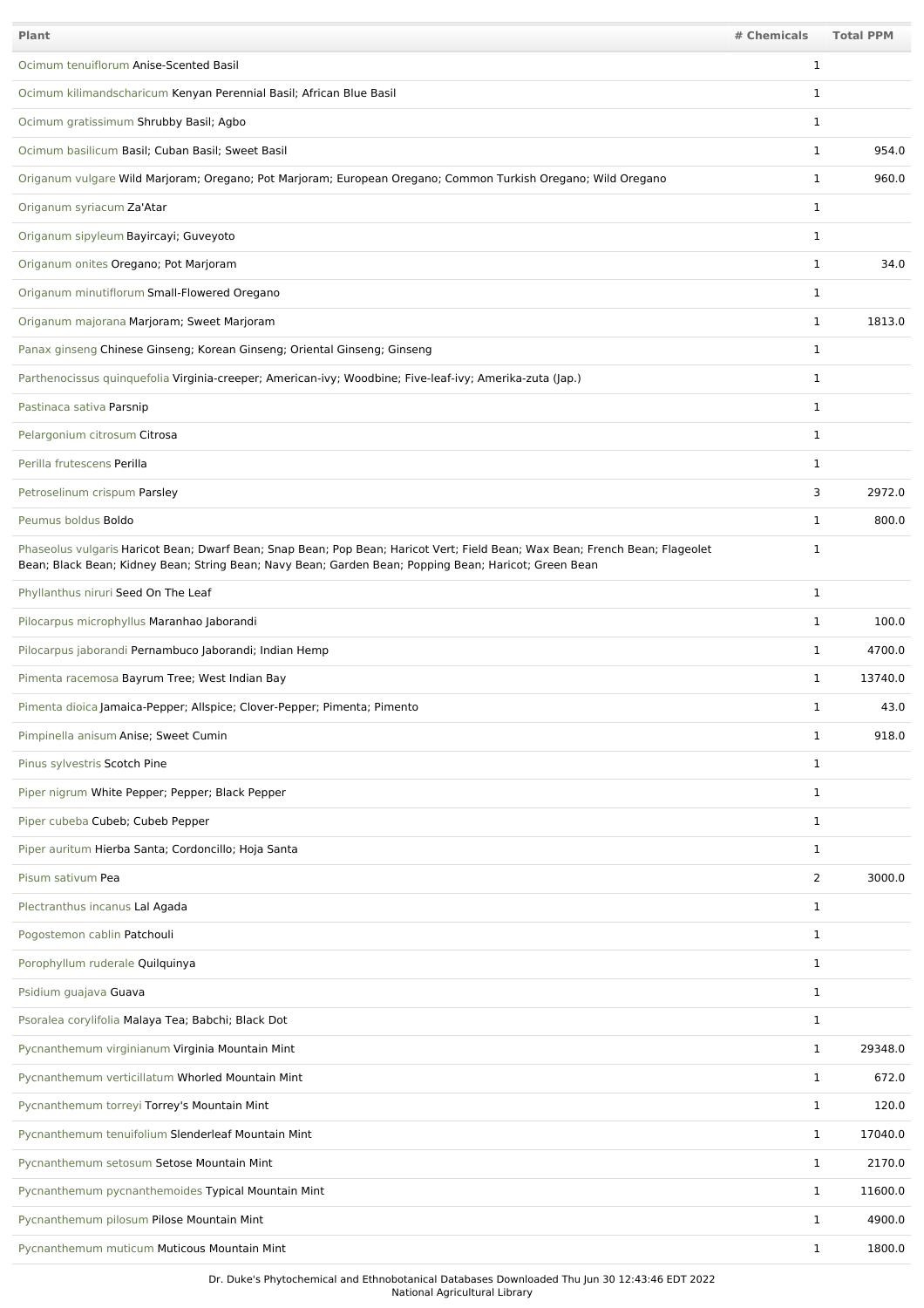| Plant | # Chemicals | Total PPM |
|---|---|---|
| Ocimum tenuiflorum Anise-Scented Basil | 1 | |
| Ocimum kilimandscharicum Kenyan Perennial Basil; African Blue Basil | 1 | |
| Ocimum gratissimum Shrubby Basil; Agbo | 1 | |
| Ocimum basilicum Basil; Cuban Basil; Sweet Basil | 1 | 954.0 |
| Origanum vulgare Wild Marjoram; Oregano; Pot Marjoram; European Oregano; Common Turkish Oregano; Wild Oregano | 1 | 960.0 |
| Origanum syriacum Za'Atar | 1 | |
| Origanum sipyleum Bayircayi; Guveyoto | 1 | |
| Origanum onites Oregano; Pot Marjoram | 1 | 34.0 |
| Origanum minutiflorum Small-Flowered Oregano | 1 | |
| Origanum majorana Marjoram; Sweet Marjoram | 1 | 1813.0 |
| Panax ginseng Chinese Ginseng; Korean Ginseng; Oriental Ginseng; Ginseng | 1 | |
| Parthenocissus quinquefolia Virginia-creeper; American-ivy; Woodbine; Five-leaf-ivy; Amerika-zuta (Jap.) | 1 | |
| Pastinaca sativa Parsnip | 1 | |
| Pelargonium citrosum Citrosa | 1 | |
| Perilla frutescens Perilla | 1 | |
| Petroselinum crispum Parsley | 3 | 2972.0 |
| Peumus boldus Boldo | 1 | 800.0 |
| Phaseolus vulgaris Haricot Bean; Dwarf Bean; Snap Bean; Pop Bean; Haricot Vert; Field Bean; Wax Bean; French Bean; Flageolet Bean; Black Bean; Kidney Bean; String Bean; Navy Bean; Garden Bean; Popping Bean; Haricot; Green Bean | 1 | |
| Phyllanthus niruri Seed On The Leaf | 1 | |
| Pilocarpus microphyllus Maranhao Jaborandi | 1 | 100.0 |
| Pilocarpus jaborandi Pernambuco Jaborandi; Indian Hemp | 1 | 4700.0 |
| Pimenta racemosa Bayrum Tree; West Indian Bay | 1 | 13740.0 |
| Pimenta dioica Jamaica-Pepper; Allspice; Clover-Pepper; Pimenta; Pimento | 1 | 43.0 |
| Pimpinella anisum Anise; Sweet Cumin | 1 | 918.0 |
| Pinus sylvestris Scotch Pine | 1 | |
| Piper nigrum White Pepper; Pepper; Black Pepper | 1 | |
| Piper cubeba Cubeb; Cubeb Pepper | 1 | |
| Piper auritum Hierba Santa; Cordoncillo; Hoja Santa | 1 | |
| Pisum sativum Pea | 2 | 3000.0 |
| Plectranthus incanus Lal Agada | 1 | |
| Pogostemon cablin Patchouli | 1 | |
| Porophyllum ruderale Quilquinya | 1 | |
| Psidium guajava Guava | 1 | |
| Psoralea corylifolia Malaya Tea; Babchi; Black Dot | 1 | |
| Pycnanthemum virginianum Virginia Mountain Mint | 1 | 29348.0 |
| Pycnanthemum verticillatum Whorled Mountain Mint | 1 | 672.0 |
| Pycnanthemum torreyi Torrey's Mountain Mint | 1 | 120.0 |
| Pycnanthemum tenuifolium Slenderleaf Mountain Mint | 1 | 17040.0 |
| Pycnanthemum setosum Setose Mountain Mint | 1 | 2170.0 |
| Pycnanthemum pycnanthemoides Typical Mountain Mint | 1 | 11600.0 |
| Pycnanthemum pilosum Pilose Mountain Mint | 1 | 4900.0 |
| Pycnanthemum muticum Muticous Mountain Mint | 1 | 1800.0 |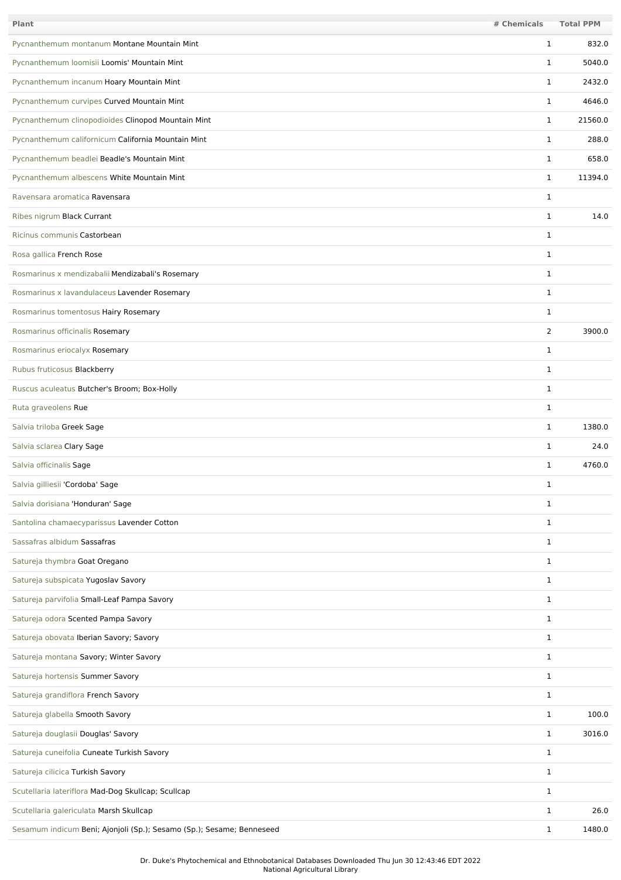| Plant | # Chemicals | Total PPM |
|---|---|---|
| Pycnanthemum montanum Montane Mountain Mint | 1 | 832.0 |
| Pycnanthemum loomisii Loomis' Mountain Mint | 1 | 5040.0 |
| Pycnanthemum incanum Hoary Mountain Mint | 1 | 2432.0 |
| Pycnanthemum curvipes Curved Mountain Mint | 1 | 4646.0 |
| Pycnanthemum clinopodioides Clinopod Mountain Mint | 1 | 21560.0 |
| Pycnanthemum californicum California Mountain Mint | 1 | 288.0 |
| Pycnanthemum beadlei Beadle's Mountain Mint | 1 | 658.0 |
| Pycnanthemum albescens White Mountain Mint | 1 | 11394.0 |
| Ravensara aromatica Ravensara | 1 | |
| Ribes nigrum Black Currant | 1 | 14.0 |
| Ricinus communis Castorbean | 1 | |
| Rosa gallica French Rose | 1 | |
| Rosmarinus x mendizabalii Mendizabali's Rosemary | 1 | |
| Rosmarinus x lavandulaceus Lavender Rosemary | 1 | |
| Rosmarinus tomentosus Hairy Rosemary | 1 | |
| Rosmarinus officinalis Rosemary | 2 | 3900.0 |
| Rosmarinus eriocalyx Rosemary | 1 | |
| Rubus fruticosus Blackberry | 1 | |
| Ruscus aculeatus Butcher's Broom; Box-Holly | 1 | |
| Ruta graveolens Rue | 1 | |
| Salvia triloba Greek Sage | 1 | 1380.0 |
| Salvia sclarea Clary Sage | 1 | 24.0 |
| Salvia officinalis Sage | 1 | 4760.0 |
| Salvia gilliesii 'Cordoba' Sage | 1 | |
| Salvia dorisiana 'Honduran' Sage | 1 | |
| Santolina chamaecyparissus Lavender Cotton | 1 | |
| Sassafras albidum Sassafras | 1 | |
| Satureja thymbra Goat Oregano | 1 | |
| Satureja subspicata Yugoslav Savory | 1 | |
| Satureja parvifolia Small-Leaf Pampa Savory | 1 | |
| Satureja odora Scented Pampa Savory | 1 | |
| Satureja obovata Iberian Savory; Savory | 1 | |
| Satureja montana Savory; Winter Savory | 1 | |
| Satureja hortensis Summer Savory | 1 | |
| Satureja grandiflora French Savory | 1 | |
| Satureja glabella Smooth Savory | 1 | 100.0 |
| Satureja douglasii Douglas' Savory | 1 | 3016.0 |
| Satureja cuneifolia Cuneate Turkish Savory | 1 | |
| Satureja cilicica Turkish Savory | 1 | |
| Scutellaria lateriflora Mad-Dog Skullcap; Scullcap | 1 | |
| Scutellaria galericulata Marsh Skullcap | 1 | 26.0 |
| Sesamum indicum Beni; Ajonjoli (Sp.); Sesamo (Sp.); Sesame; Benneseed | 1 | 1480.0 |

Dr. Duke's Phytochemical and Ethnobotanical Databases Downloaded Thu Jun 30 12:43:46 EDT 2022
National Agricultural Library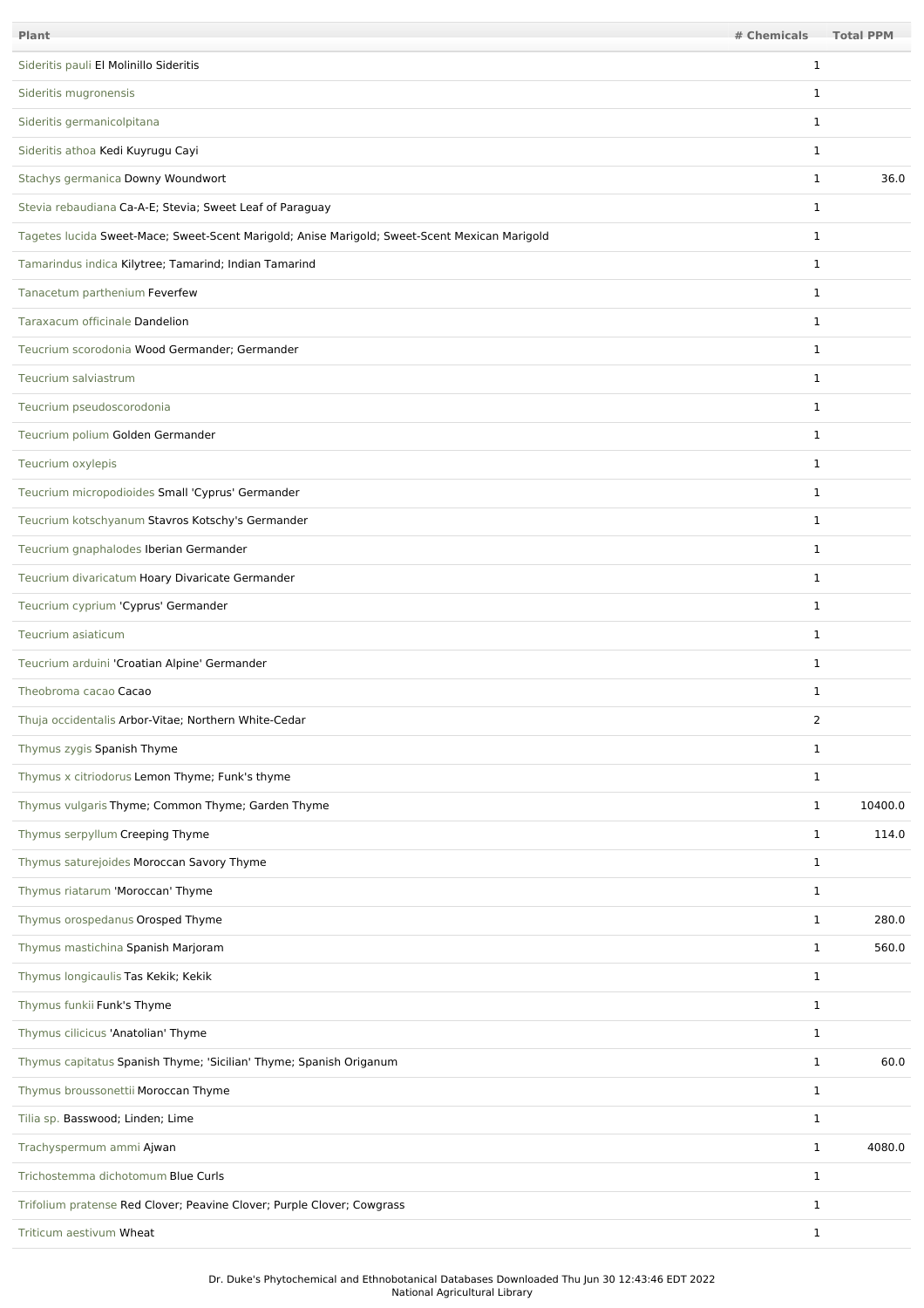| Plant | # Chemicals | Total PPM |
| --- | --- | --- |
| Sideritis pauli El Molinillo Sideritis | 1 | |
| Sideritis mugronensis | 1 | |
| Sideritis germanicolpitana | 1 | |
| Sideritis athoa Kedi Kuyrugu Cayi | 1 | |
| Stachys germanica Downy Woundwort | 1 | 36.0 |
| Stevia rebaudiana Ca-A-E; Stevia; Sweet Leaf of Paraguay | 1 | |
| Tagetes lucida Sweet-Mace; Sweet-Scent Marigold; Anise Marigold; Sweet-Scent Mexican Marigold | 1 | |
| Tamarindus indica Kilytree; Tamarind; Indian Tamarind | 1 | |
| Tanacetum parthenium Feverfew | 1 | |
| Taraxacum officinale Dandelion | 1 | |
| Teucrium scorodonia Wood Germander; Germander | 1 | |
| Teucrium salviastrum | 1 | |
| Teucrium pseudoscorodonia | 1 | |
| Teucrium polium Golden Germander | 1 | |
| Teucrium oxylepis | 1 | |
| Teucrium micropodioides Small 'Cyprus' Germander | 1 | |
| Teucrium kotschyanum Stavros Kotschy's Germander | 1 | |
| Teucrium gnaphalodes Iberian Germander | 1 | |
| Teucrium divaricatum Hoary Divaricate Germander | 1 | |
| Teucrium cyprium 'Cyprus' Germander | 1 | |
| Teucrium asiaticum | 1 | |
| Teucrium arduini 'Croatian Alpine' Germander | 1 | |
| Theobroma cacao Cacao | 1 | |
| Thuja occidentalis Arbor-Vitae; Northern White-Cedar | 2 | |
| Thymus zygis Spanish Thyme | 1 | |
| Thymus x citriodorus Lemon Thyme; Funk's thyme | 1 | |
| Thymus vulgaris Thyme; Common Thyme; Garden Thyme | 1 | 10400.0 |
| Thymus serpyllum Creeping Thyme | 1 | 114.0 |
| Thymus saturejoides Moroccan Savory Thyme | 1 | |
| Thymus riatarum 'Moroccan' Thyme | 1 | |
| Thymus orospedanus Orosped Thyme | 1 | 280.0 |
| Thymus mastichina Spanish Marjoram | 1 | 560.0 |
| Thymus longicaulis Tas Kekik; Kekik | 1 | |
| Thymus funkii Funk's Thyme | 1 | |
| Thymus cilicicus 'Anatolian' Thyme | 1 | |
| Thymus capitatus Spanish Thyme; 'Sicilian' Thyme; Spanish Origanum | 1 | 60.0 |
| Thymus broussonettii Moroccan Thyme | 1 | |
| Tilia sp. Basswood; Linden; Lime | 1 | |
| Trachyspermum ammi Ajwan | 1 | 4080.0 |
| Trichostemma dichotomum Blue Curls | 1 | |
| Trifolium pratense Red Clover; Peavine Clover; Purple Clover; Cowgrass | 1 | |
| Triticum aestivum Wheat | 1 | |

Dr. Duke's Phytochemical and Ethnobotanical Databases Downloaded Thu Jun 30 12:43:46 EDT 2022
National Agricultural Library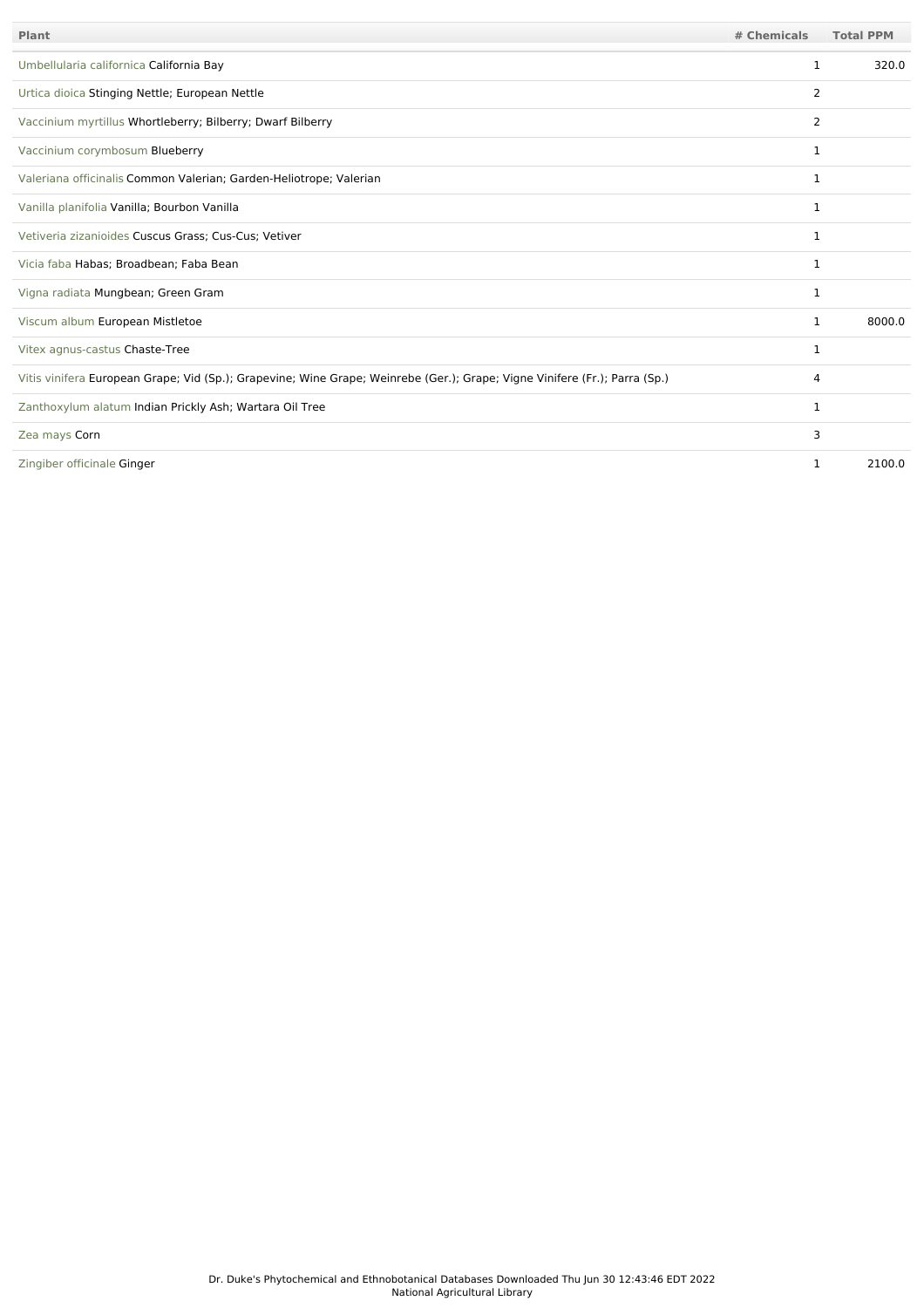| Plant | # Chemicals | Total PPM |
|---|---|---|
| Umbellularia californica California Bay | 1 | 320.0 |
| Urtica dioica Stinging Nettle; European Nettle | 2 | |
| Vaccinium myrtillus Whortleberry; Bilberry; Dwarf Bilberry | 2 | |
| Vaccinium corymbosum Blueberry | 1 | |
| Valeriana officinalis Common Valerian; Garden-Heliotrope; Valerian | 1 | |
| Vanilla planifolia Vanilla; Bourbon Vanilla | 1 | |
| Vetiveria zizanioides Cuscus Grass; Cus-Cus; Vetiver | 1 | |
| Vicia faba Habas; Broadbean; Faba Bean | 1 | |
| Vigna radiata Mungbean; Green Gram | 1 | |
| Viscum album European Mistletoe | 1 | 8000.0 |
| Vitex agnus-castus Chaste-Tree | 1 | |
| Vitis vinifera European Grape; Vid (Sp.); Grapevine; Wine Grape; Weinrebe (Ger.); Grape; Vigne Vinifere (Fr.); Parra (Sp.) | 4 | |
| Zanthoxylum alatum Indian Prickly Ash; Wartara Oil Tree | 1 | |
| Zea mays Corn | 3 | |
| Zingiber officinale Ginger | 1 | 2100.0 |